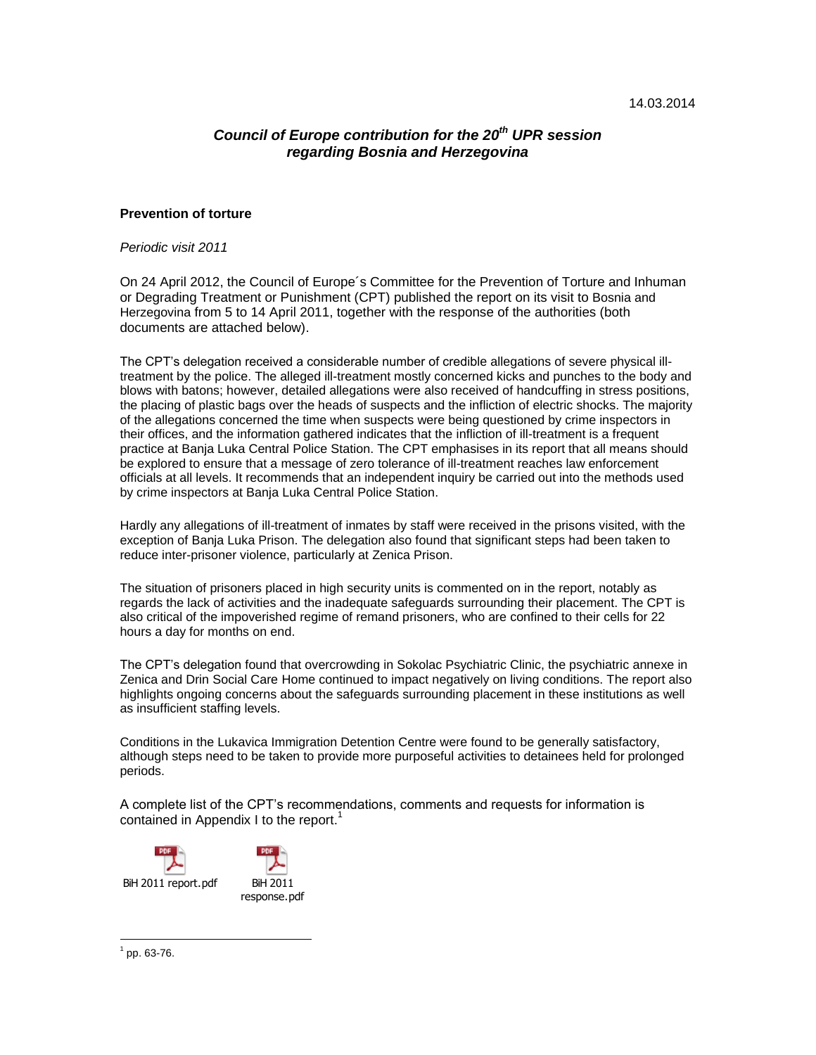14.03.2014

## *Council of Europe contribution for the 20th UPR session regarding Bosnia and Herzegovina*

### Prevention of torture

*Periodic visit 2011*

On 24 April 2012, the Council of Europe´s Committee for the Prevention of Torture and Inhuman or Degrading Treatment or Punishment (CPT) published the report on its visit to Bosnia and Herzegovina from 5 to 14 April 2011, together with the response of the authorities (both documents are attached below).

The CPT's delegation received a considerable number of credible allegations of severe physical ill-treatment by the police. The alleged ill-treatment mostly concerned kicks and punches to the body and blows with batons; however, detailed allegations were also received of handcuffing in stress positions, the placing of plastic bags over the heads of suspects and the infliction of electric shocks. The majority of the allegations concerned the time when suspects were being questioned by crime inspectors in their offices, and the information gathered indicates that the infliction of ill-treatment is a frequent practice at Banja Luka Central Police Station. The CPT emphasises in its report that all means should be explored to ensure that a message of zero tolerance of ill-treatment reaches law enforcement officials at all levels. It recommends that an independent inquiry be carried out into the methods used by crime inspectors at Banja Luka Central Police Station.

Hardly any allegations of ill-treatment of inmates by staff were received in the prisons visited, with the exception of Banja Luka Prison. The delegation also found that significant steps had been taken to reduce inter-prisoner violence, particularly at Zenica Prison.

The situation of prisoners placed in high security units is commented on in the report, notably as regards the lack of activities and the inadequate safeguards surrounding their placement. The CPT is also critical of the impoverished regime of remand prisoners, who are confined to their cells for 22 hours a day for months on end.

The CPT's delegation found that overcrowding in Sokolac Psychiatric Clinic, the psychiatric annexe in Zenica and Drin Social Care Home continued to impact negatively on living conditions. The report also highlights ongoing concerns about the safeguards surrounding placement in these institutions as well as insufficient staffing levels.

Conditions in the Lukavica Immigration Detention Centre were found to be generally satisfactory, although steps need to be taken to provide more purposeful activities to detainees held for prolonged periods.

A complete list of the CPT's recommendations, comments and requests for information is contained in Appendix I to the report.[1]

BiH 2011 report.pdf

BiH 2011 response.pdf

[1] pp. 63-76.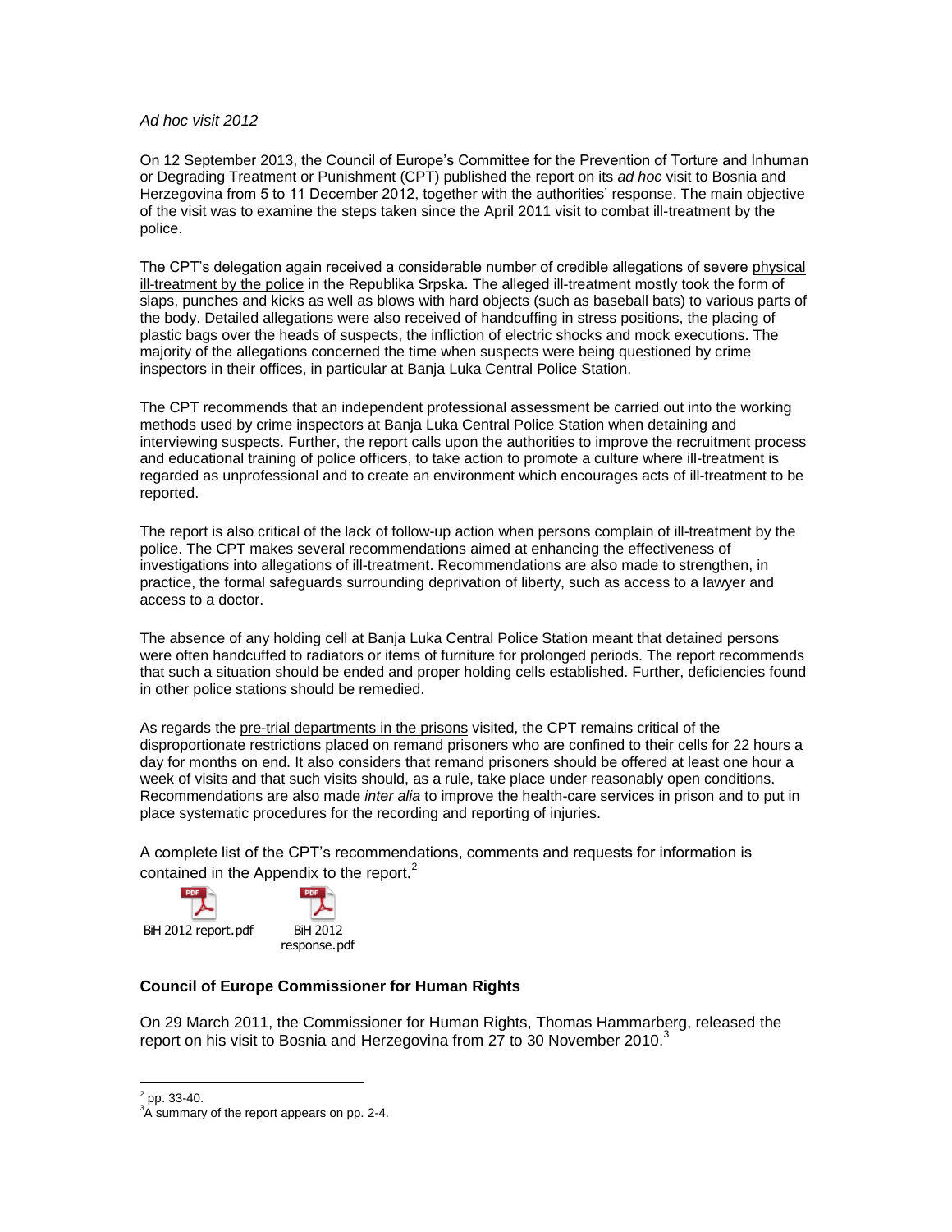*Ad hoc visit 2012*

On 12 September 2013, the Council of Europe's Committee for the Prevention of Torture and Inhuman or Degrading Treatment or Punishment (CPT) published the report on its *ad hoc* visit to Bosnia and Herzegovina from 5 to 11 December 2012, together with the authorities' response. The main objective of the visit was to examine the steps taken since the April 2011 visit to combat ill-treatment by the police.

The CPT's delegation again received a considerable number of credible allegations of severe physical ill-treatment by the police in the Republika Srpska. The alleged ill-treatment mostly took the form of slaps, punches and kicks as well as blows with hard objects (such as baseball bats) to various parts of the body. Detailed allegations were also received of handcuffing in stress positions, the placing of plastic bags over the heads of suspects, the infliction of electric shocks and mock executions. The majority of the allegations concerned the time when suspects were being questioned by crime inspectors in their offices, in particular at Banja Luka Central Police Station.

The CPT recommends that an independent professional assessment be carried out into the working methods used by crime inspectors at Banja Luka Central Police Station when detaining and interviewing suspects. Further, the report calls upon the authorities to improve the recruitment process and educational training of police officers, to take action to promote a culture where ill-treatment is regarded as unprofessional and to create an environment which encourages acts of ill-treatment to be reported.

The report is also critical of the lack of follow-up action when persons complain of ill-treatment by the police. The CPT makes several recommendations aimed at enhancing the effectiveness of investigations into allegations of ill-treatment. Recommendations are also made to strengthen, in practice, the formal safeguards surrounding deprivation of liberty, such as access to a lawyer and access to a doctor.

The absence of any holding cell at Banja Luka Central Police Station meant that detained persons were often handcuffed to radiators or items of furniture for prolonged periods. The report recommends that such a situation should be ended and proper holding cells established. Further, deficiencies found in other police stations should be remedied.

As regards the pre-trial departments in the prisons visited, the CPT remains critical of the disproportionate restrictions placed on remand prisoners who are confined to their cells for 22 hours a day for months on end. It also considers that remand prisoners should be offered at least one hour a week of visits and that such visits should, as a rule, take place under reasonably open conditions. Recommendations are also made *inter alia* to improve the health-care services in prison and to put in place systematic procedures for the recording and reporting of injuries.

A complete list of the CPT's recommendations, comments and requests for information is contained in the Appendix to the report.[2]

BiH 2012 report.pdf

BiH 2012 response.pdf

**Council of Europe Commissioner for Human Rights**

On 29 March 2011, the Commissioner for Human Rights, Thomas Hammarberg, released the report on his visit to Bosnia and Herzegovina from 27 to 30 November 2010.[3]

---

[2] pp. 33-40.

[3] A summary of the report appears on pp. 2-4.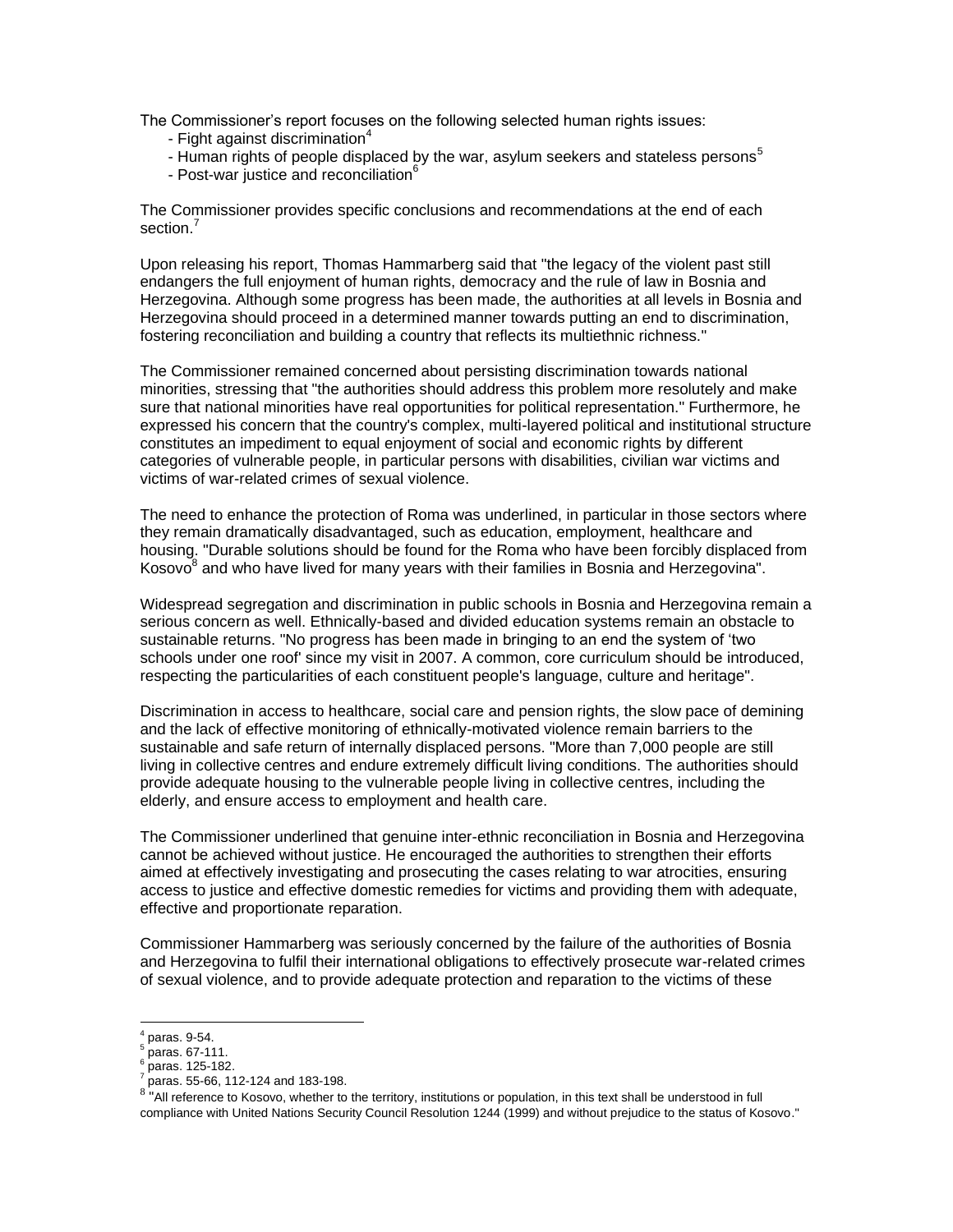The Commissioner's report focuses on the following selected human rights issues:

- Fight against discrimination[4]
- Human rights of people displaced by the war, asylum seekers and stateless persons[5]
- Post-war justice and reconciliation[6]

The Commissioner provides specific conclusions and recommendations at the end of each section.[7]

Upon releasing his report, Thomas Hammarberg said that "the legacy of the violent past still endangers the full enjoyment of human rights, democracy and the rule of law in Bosnia and Herzegovina. Although some progress has been made, the authorities at all levels in Bosnia and Herzegovina should proceed in a determined manner towards putting an end to discrimination, fostering reconciliation and building a country that reflects its multiethnic richness."

The Commissioner remained concerned about persisting discrimination towards national minorities, stressing that "the authorities should address this problem more resolutely and make sure that national minorities have real opportunities for political representation." Furthermore, he expressed his concern that the country's complex, multi-layered political and institutional structure constitutes an impediment to equal enjoyment of social and economic rights by different categories of vulnerable people, in particular persons with disabilities, civilian war victims and victims of war-related crimes of sexual violence.

The need to enhance the protection of Roma was underlined, in particular in those sectors where they remain dramatically disadvantaged, such as education, employment, healthcare and housing. "Durable solutions should be found for the Roma who have been forcibly displaced from Kosovo[8] and who have lived for many years with their families in Bosnia and Herzegovina".

Widespread segregation and discrimination in public schools in Bosnia and Herzegovina remain a serious concern as well. Ethnically-based and divided education systems remain an obstacle to sustainable returns. "No progress has been made in bringing to an end the system of 'two schools under one roof' since my visit in 2007. A common, core curriculum should be introduced, respecting the particularities of each constituent people's language, culture and heritage".

Discrimination in access to healthcare, social care and pension rights, the slow pace of demining and the lack of effective monitoring of ethnically-motivated violence remain barriers to the sustainable and safe return of internally displaced persons. "More than 7,000 people are still living in collective centres and endure extremely difficult living conditions. The authorities should provide adequate housing to the vulnerable people living in collective centres, including the elderly, and ensure access to employment and health care.

The Commissioner underlined that genuine inter-ethnic reconciliation in Bosnia and Herzegovina cannot be achieved without justice. He encouraged the authorities to strengthen their efforts aimed at effectively investigating and prosecuting the cases relating to war atrocities, ensuring access to justice and effective domestic remedies for victims and providing them with adequate, effective and proportionate reparation.

Commissioner Hammarberg was seriously concerned by the failure of the authorities of Bosnia and Herzegovina to fulfil their international obligations to effectively prosecute war-related crimes of sexual violence, and to provide adequate protection and reparation to the victims of these

---

[4] paras. 9-54.
[5] paras. 67-111.
[6] paras. 125-182.
[7] paras. 55-66, 112-124 and 183-198.
[8] "All reference to Kosovo, whether to the territory, institutions or population, in this text shall be understood in full compliance with United Nations Security Council Resolution 1244 (1999) and without prejudice to the status of Kosovo."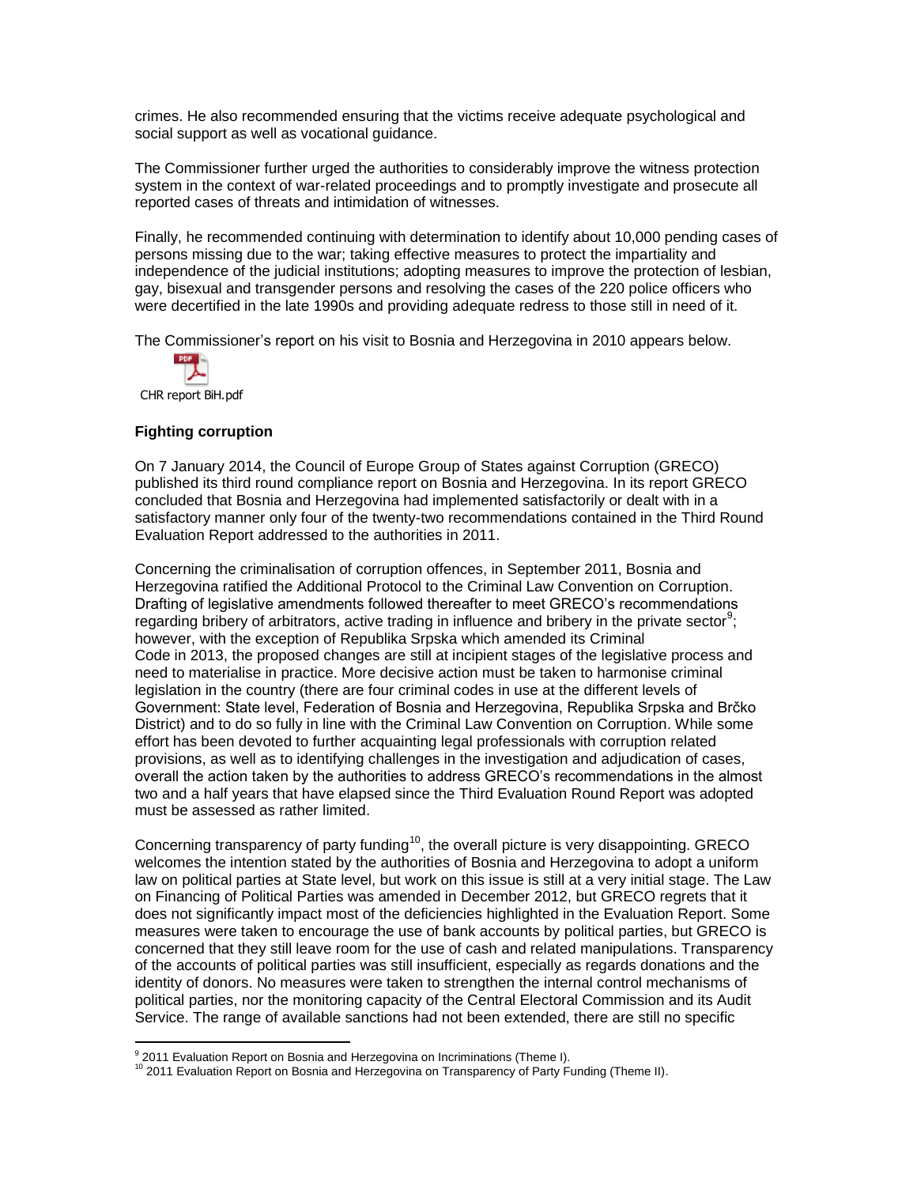crimes. He also recommended ensuring that the victims receive adequate psychological and social support as well as vocational guidance.

The Commissioner further urged the authorities to considerably improve the witness protection system in the context of war-related proceedings and to promptly investigate and prosecute all reported cases of threats and intimidation of witnesses.

Finally, he recommended continuing with determination to identify about 10,000 pending cases of persons missing due to the war; taking effective measures to protect the impartiality and independence of the judicial institutions; adopting measures to improve the protection of lesbian, gay, bisexual and transgender persons and resolving the cases of the 220 police officers who were decertified in the late 1990s and providing adequate redress to those still in need of it.

The Commissioner's report on his visit to Bosnia and Herzegovina in 2010 appears below.

CHR report BiH.pdf

**Fighting corruption**

On 7 January 2014, the Council of Europe Group of States against Corruption (GRECO) published its third round compliance report on Bosnia and Herzegovina. In its report GRECO concluded that Bosnia and Herzegovina had implemented satisfactorily or dealt with in a satisfactory manner only four of the twenty-two recommendations contained in the Third Round Evaluation Report addressed to the authorities in 2011.

Concerning the criminalisation of corruption offences, in September 2011, Bosnia and Herzegovina ratified the Additional Protocol to the Criminal Law Convention on Corruption. Drafting of legislative amendments followed thereafter to meet GRECO's recommendations regarding bribery of arbitrators, active trading in influence and bribery in the private sector[9]; however, with the exception of Republika Srpska which amended its Criminal Code in 2013, the proposed changes are still at incipient stages of the legislative process and need to materialise in practice. More decisive action must be taken to harmonise criminal legislation in the country (there are four criminal codes in use at the different levels of Government: State level, Federation of Bosnia and Herzegovina, Republika Srpska and Brčko District) and to do so fully in line with the Criminal Law Convention on Corruption. While some effort has been devoted to further acquainting legal professionals with corruption related provisions, as well as to identifying challenges in the investigation and adjudication of cases, overall the action taken by the authorities to address GRECO's recommendations in the almost two and a half years that have elapsed since the Third Evaluation Round Report was adopted must be assessed as rather limited.

Concerning transparency of party funding[10], the overall picture is very disappointing. GRECO welcomes the intention stated by the authorities of Bosnia and Herzegovina to adopt a uniform law on political parties at State level, but work on this issue is still at a very initial stage. The Law on Financing of Political Parties was amended in December 2012, but GRECO regrets that it does not significantly impact most of the deficiencies highlighted in the Evaluation Report. Some measures were taken to encourage the use of bank accounts by political parties, but GRECO is concerned that they still leave room for the use of cash and related manipulations. Transparency of the accounts of political parties was still insufficient, especially as regards donations and the identity of donors. No measures were taken to strengthen the internal control mechanisms of political parties, nor the monitoring capacity of the Central Electoral Commission and its Audit Service. The range of available sanctions had not been extended, there are still no specific

---

[9] 2011 Evaluation Report on Bosnia and Herzegovina on Incriminations (Theme I).

[10] 2011 Evaluation Report on Bosnia and Herzegovina on Transparency of Party Funding (Theme II).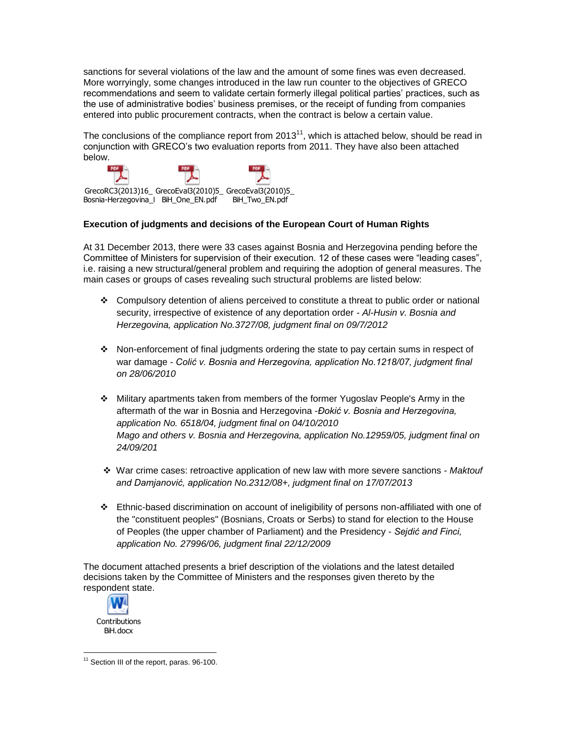sanctions for several violations of the law and the amount of some fines was even decreased. More worryingly, some changes introduced in the law run counter to the objectives of GRECO recommendations and seem to validate certain formerly illegal political parties' practices, such as the use of administrative bodies' business premises, or the receipt of funding from companies entered into public procurement contracts, when the contract is below a certain value.

The conclusions of the compliance report from 2013[11], which is attached below, should be read in conjunction with GRECO's two evaluation reports from 2011. They have also been attached below.

GrecoRC3(2013)16_Bosnia-Herzegovina_I    GrecoEval3(2010)5_BiH_One_EN.pdf    GrecoEval3(2010)5_BiH_Two_EN.pdf

**Execution of judgments and decisions of the European Court of Human Rights**

At 31 December 2013, there were 33 cases against Bosnia and Herzegovina pending before the Committee of Ministers for supervision of their execution. 12 of these cases were "leading cases", i.e. raising a new structural/general problem and requiring the adoption of general measures. The main cases or groups of cases revealing such structural problems are listed below:

- Compulsory detention of aliens perceived to constitute a threat to public order or national security, irrespective of existence of any deportation order - *Al-Husin v. Bosnia and Herzegovina, application No.3727/08, judgment final on 09/7/2012*

- Non-enforcement of final judgments ordering the state to pay certain sums in respect of war damage - *Colić v. Bosnia and Herzegovina, application No.1218/07, judgment final on 28/06/2010*

- Military apartments taken from members of the former Yugoslav People's Army in the aftermath of the war in Bosnia and Herzegovina -*Đokić v. Bosnia and Herzegovina, application No. 6518/04, judgment final on 04/10/2010*
  *Mago and others v. Bosnia and Herzegovina, application No.12959/05, judgment final on 24/09/201*

- War crime cases: retroactive application of new law with more severe sanctions - *Maktouf and Damjanović, application No.2312/08+, judgment final on 17/07/2013*

- Ethnic-based discrimination on account of ineligibility of persons non-affiliated with one of the "constituent peoples" (Bosnians, Croats or Serbs) to stand for election to the House of Peoples (the upper chamber of Parliament) and the Presidency - *Sejdić and Finci, application No. 27996/06, judgment final 22/12/2009*

The document attached presents a brief description of the violations and the latest detailed decisions taken by the Committee of Ministers and the responses given thereto by the respondent state.

Contributions BiH.docx

[11] Section III of the report, paras. 96-100.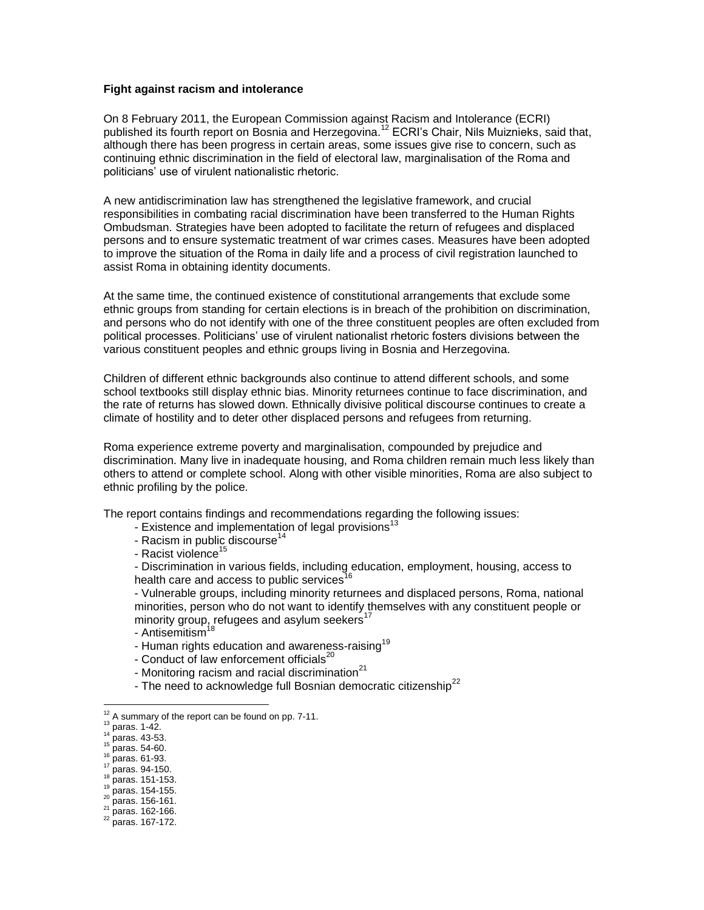**Fight against racism and intolerance**

On 8 February 2011, the European Commission against Racism and Intolerance (ECRI) published its fourth report on Bosnia and Herzegovina.[12] ECRI's Chair, Nils Muiznieks, said that, although there has been progress in certain areas, some issues give rise to concern, such as continuing ethnic discrimination in the field of electoral law, marginalisation of the Roma and politicians' use of virulent nationalistic rhetoric.

A new antidiscrimination law has strengthened the legislative framework, and crucial responsibilities in combating racial discrimination have been transferred to the Human Rights Ombudsman. Strategies have been adopted to facilitate the return of refugees and displaced persons and to ensure systematic treatment of war crimes cases. Measures have been adopted to improve the situation of the Roma in daily life and a process of civil registration launched to assist Roma in obtaining identity documents.

At the same time, the continued existence of constitutional arrangements that exclude some ethnic groups from standing for certain elections is in breach of the prohibition on discrimination, and persons who do not identify with one of the three constituent peoples are often excluded from political processes. Politicians' use of virulent nationalist rhetoric fosters divisions between the various constituent peoples and ethnic groups living in Bosnia and Herzegovina.

Children of different ethnic backgrounds also continue to attend different schools, and some school textbooks still display ethnic bias. Minority returnees continue to face discrimination, and the rate of returns has slowed down. Ethnically divisive political discourse continues to create a climate of hostility and to deter other displaced persons and refugees from returning.

Roma experience extreme poverty and marginalisation, compounded by prejudice and discrimination. Many live in inadequate housing, and Roma children remain much less likely than others to attend or complete school. Along with other visible minorities, Roma are also subject to ethnic profiling by the police.

The report contains findings and recommendations regarding the following issues:

- Existence and implementation of legal provisions[13]
- Racism in public discourse[14]
- Racist violence[15]
- Discrimination in various fields, including education, employment, housing, access to health care and access to public services[16]
- Vulnerable groups, including minority returnees and displaced persons, Roma, national minorities, person who do not want to identify themselves with any constituent people or minority group, refugees and asylum seekers[17]
- Antisemitism[18]
- Human rights education and awareness-raising[19]
- Conduct of law enforcement officials[20]
- Monitoring racism and racial discrimination[21]
- The need to acknowledge full Bosnian democratic citizenship[22]

---

[12] A summary of the report can be found on pp. 7-11.
[13] paras. 1-42.
[14] paras. 43-53.
[15] paras. 54-60.
[16] paras. 61-93.
[17] paras. 94-150.
[18] paras. 151-153.
[19] paras. 154-155.
[20] paras. 156-161.
[21] paras. 162-166.
[22] paras. 167-172.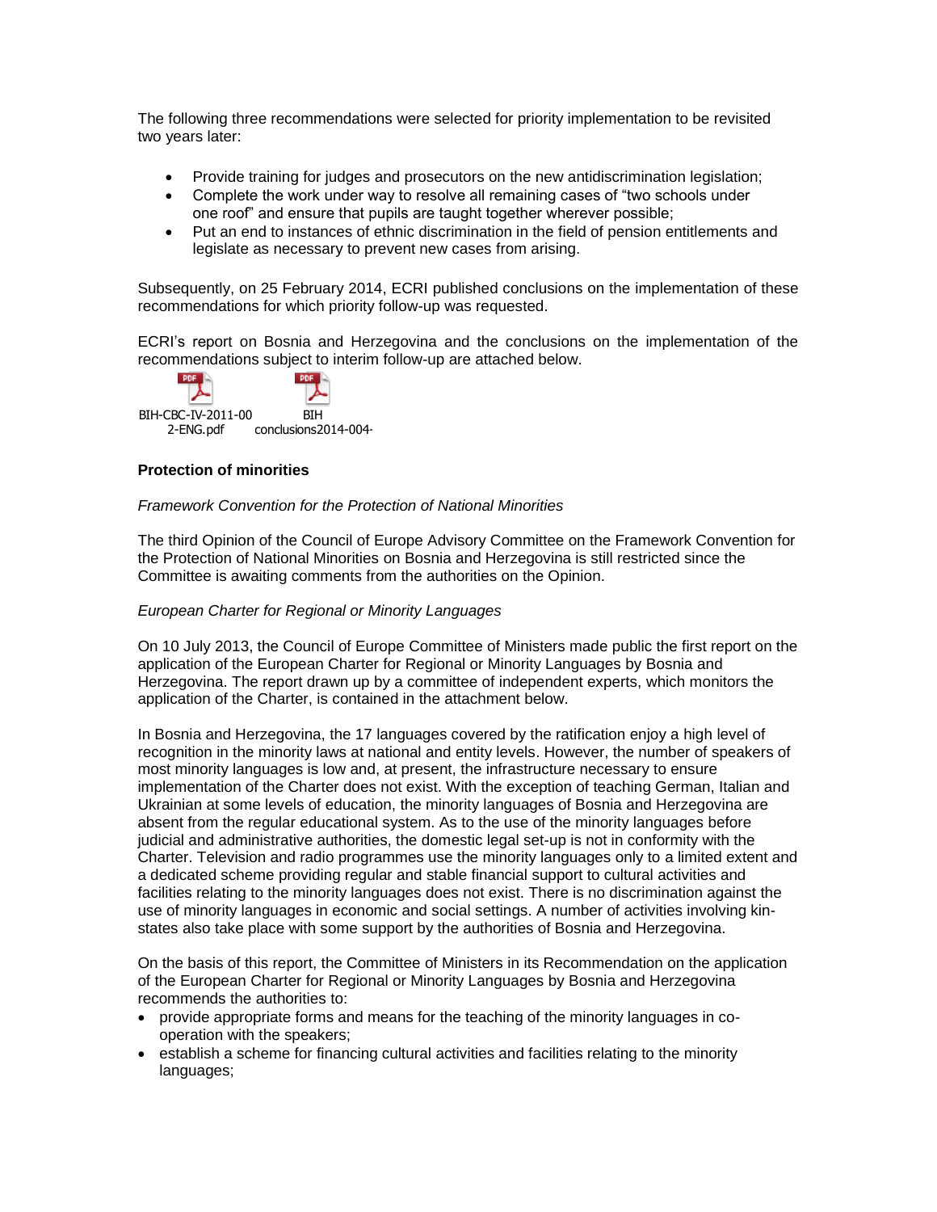The following three recommendations were selected for priority implementation to be revisited two years later:

- Provide training for judges and prosecutors on the new antidiscrimination legislation;
- Complete the work under way to resolve all remaining cases of “two schools under one roof” and ensure that pupils are taught together wherever possible;
- Put an end to instances of ethnic discrimination in the field of pension entitlements and legislate as necessary to prevent new cases from arising.

Subsequently, on 25 February 2014, ECRI published conclusions on the implementation of these recommendations for which priority follow-up was requested.

ECRI’s report on Bosnia and Herzegovina and the conclusions on the implementation of the recommendations subject to interim follow-up are attached below.

BIH-CBC-IV-2011-002-ENG.pdf BIH conclusions2014-004-

**Protection of minorities**

*Framework Convention for the Protection of National Minorities*

The third Opinion of the Council of Europe Advisory Committee on the Framework Convention for the Protection of National Minorities on Bosnia and Herzegovina is still restricted since the Committee is awaiting comments from the authorities on the Opinion.

*European Charter for Regional or Minority Languages*

On 10 July 2013, the Council of Europe Committee of Ministers made public the first report on the application of the European Charter for Regional or Minority Languages by Bosnia and Herzegovina. The report drawn up by a committee of independent experts, which monitors the application of the Charter, is contained in the attachment below.

In Bosnia and Herzegovina, the 17 languages covered by the ratification enjoy a high level of recognition in the minority laws at national and entity levels. However, the number of speakers of most minority languages is low and, at present, the infrastructure necessary to ensure implementation of the Charter does not exist. With the exception of teaching German, Italian and Ukrainian at some levels of education, the minority languages of Bosnia and Herzegovina are absent from the regular educational system. As to the use of the minority languages before judicial and administrative authorities, the domestic legal set-up is not in conformity with the Charter. Television and radio programmes use the minority languages only to a limited extent and a dedicated scheme providing regular and stable financial support to cultural activities and facilities relating to the minority languages does not exist. There is no discrimination against the use of minority languages in economic and social settings. A number of activities involving kin-states also take place with some support by the authorities of Bosnia and Herzegovina.

On the basis of this report, the Committee of Ministers in its Recommendation on the application of the European Charter for Regional or Minority Languages by Bosnia and Herzegovina recommends the authorities to:

- provide appropriate forms and means for the teaching of the minority languages in co-operation with the speakers;
- establish a scheme for financing cultural activities and facilities relating to the minority languages;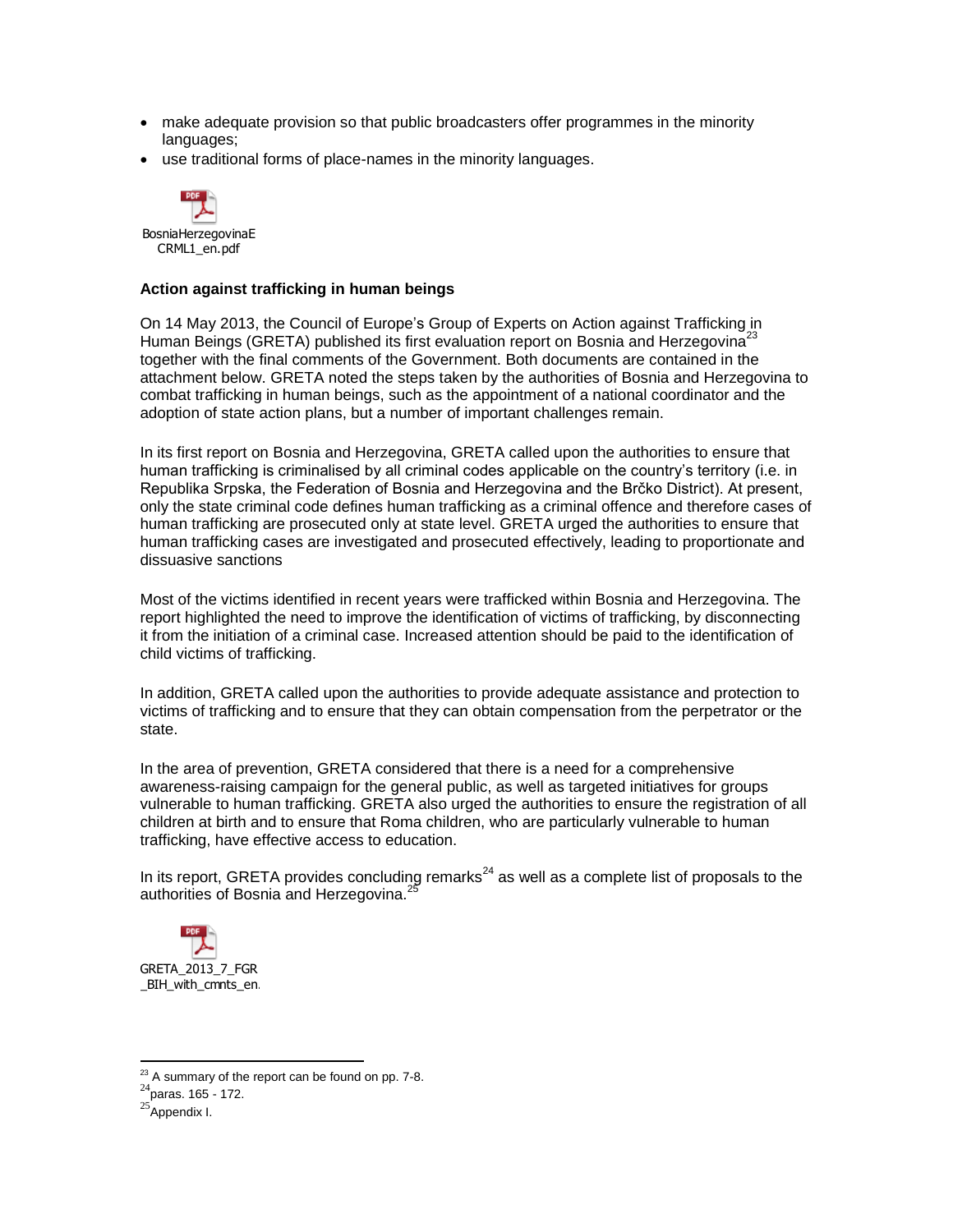- make adequate provision so that public broadcasters offer programmes in the minority languages;
- use traditional forms of place-names in the minority languages.

BosniaHerzegovinaECRML1_en.pdf

**Action against trafficking in human beings**

On 14 May 2013, the Council of Europe's Group of Experts on Action against Trafficking in Human Beings (GRETA) published its first evaluation report on Bosnia and Herzegovina[23] together with the final comments of the Government. Both documents are contained in the attachment below. GRETA noted the steps taken by the authorities of Bosnia and Herzegovina to combat trafficking in human beings, such as the appointment of a national coordinator and the adoption of state action plans, but a number of important challenges remain.

In its first report on Bosnia and Herzegovina, GRETA called upon the authorities to ensure that human trafficking is criminalised by all criminal codes applicable on the country's territory (i.e. in Republika Srpska, the Federation of Bosnia and Herzegovina and the Brčko District). At present, only the state criminal code defines human trafficking as a criminal offence and therefore cases of human trafficking are prosecuted only at state level. GRETA urged the authorities to ensure that human trafficking cases are investigated and prosecuted effectively, leading to proportionate and dissuasive sanctions

Most of the victims identified in recent years were trafficked within Bosnia and Herzegovina. The report highlighted the need to improve the identification of victims of trafficking, by disconnecting it from the initiation of a criminal case. Increased attention should be paid to the identification of child victims of trafficking.

In addition, GRETA called upon the authorities to provide adequate assistance and protection to victims of trafficking and to ensure that they can obtain compensation from the perpetrator or the state.

In the area of prevention, GRETA considered that there is a need for a comprehensive awareness-raising campaign for the general public, as well as targeted initiatives for groups vulnerable to human trafficking. GRETA also urged the authorities to ensure the registration of all children at birth and to ensure that Roma children, who are particularly vulnerable to human trafficking, have effective access to education.

In its report, GRETA provides concluding remarks[24] as well as a complete list of proposals to the authorities of Bosnia and Herzegovina.[25]

GRETA_2013_7_FGR_BIH_with_cmnts_en.

[23] A summary of the report can be found on pp. 7-8.

[24] paras. 165 - 172.

[25] Appendix I.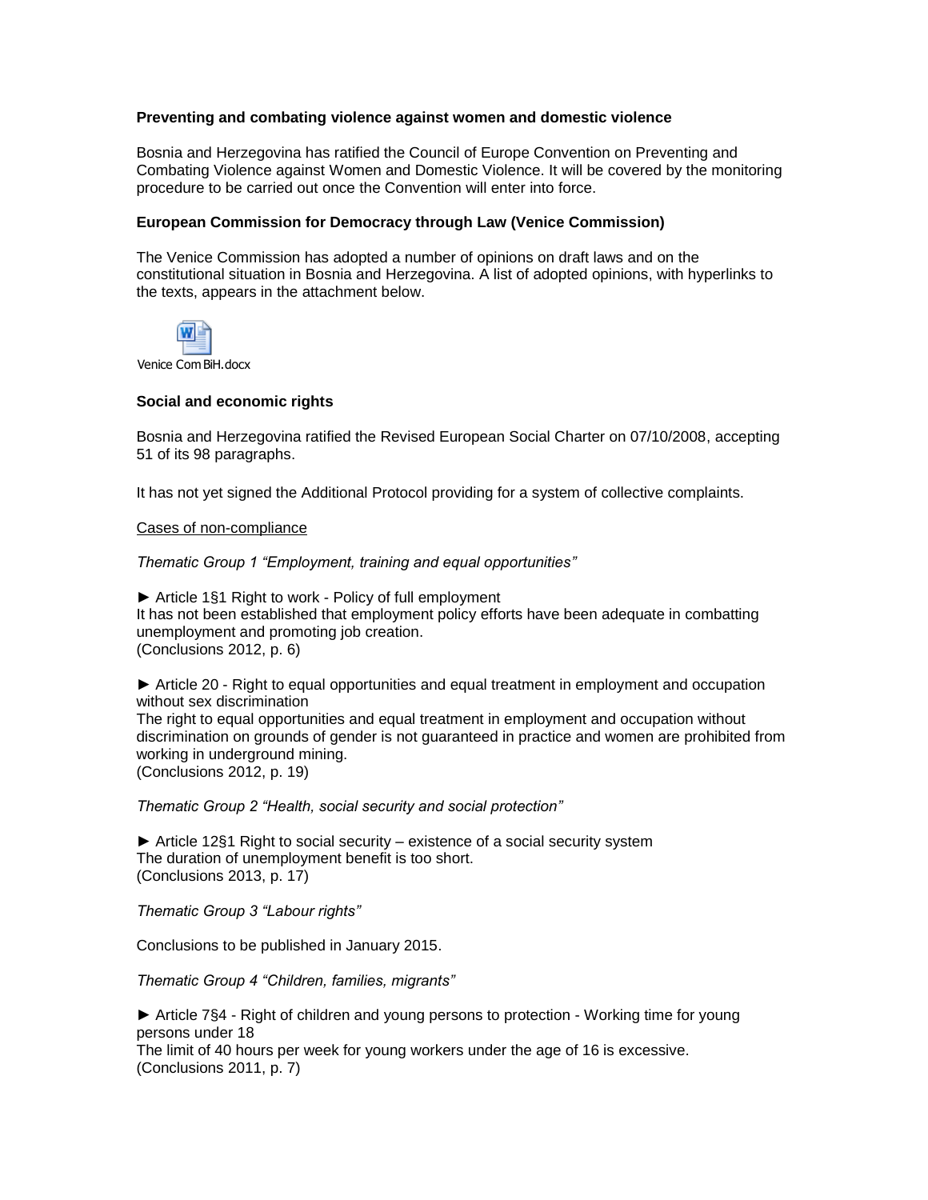**Preventing and combating violence against women and domestic violence**

Bosnia and Herzegovina has ratified the Council of Europe Convention on Preventing and Combating Violence against Women and Domestic Violence. It will be covered by the monitoring procedure to be carried out once the Convention will enter into force.

**European Commission for Democracy through Law (Venice Commission)**

The Venice Commission has adopted a number of opinions on draft laws and on the constitutional situation in Bosnia and Herzegovina. A list of adopted opinions, with hyperlinks to the texts, appears in the attachment below.

Venice Com BiH.docx

**Social and economic rights**

Bosnia and Herzegovina ratified the Revised European Social Charter on 07/10/2008, accepting 51 of its 98 paragraphs.

It has not yet signed the Additional Protocol providing for a system of collective complaints.

Cases of non-compliance

*Thematic Group 1 "Employment, training and equal opportunities"*

► Article 1§1 Right to work - Policy of full employment
It has not been established that employment policy efforts have been adequate in combatting unemployment and promoting job creation.
(Conclusions 2012, p. 6)

► Article 20 - Right to equal opportunities and equal treatment in employment and occupation without sex discrimination
The right to equal opportunities and equal treatment in employment and occupation without discrimination on grounds of gender is not guaranteed in practice and women are prohibited from working in underground mining.
(Conclusions 2012, p. 19)

*Thematic Group 2 "Health, social security and social protection"*

► Article 12§1 Right to social security – existence of a social security system
The duration of unemployment benefit is too short.
(Conclusions 2013, p. 17)

*Thematic Group 3 "Labour rights"*

Conclusions to be published in January 2015.

*Thematic Group 4 "Children, families, migrants"*

► Article 7§4 - Right of children and young persons to protection - Working time for young persons under 18
The limit of 40 hours per week for young workers under the age of 16 is excessive.
(Conclusions 2011, p. 7)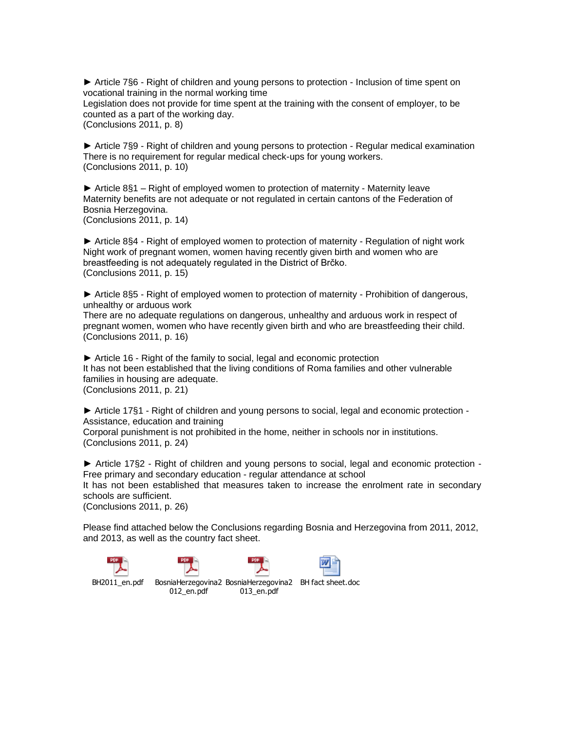► Article 7§6 - Right of children and young persons to protection - Inclusion of time spent on vocational training in the normal working time
Legislation does not provide for time spent at the training with the consent of employer, to be counted as a part of the working day.
(Conclusions 2011, p. 8)

► Article 7§9 - Right of children and young persons to protection - Regular medical examination
There is no requirement for regular medical check-ups for young workers.
(Conclusions 2011, p. 10)

► Article 8§1 – Right of employed women to protection of maternity - Maternity leave
Maternity benefits are not adequate or not regulated in certain cantons of the Federation of Bosnia Herzegovina.
(Conclusions 2011, p. 14)

► Article 8§4 - Right of employed women to protection of maternity - Regulation of night work
Night work of pregnant women, women having recently given birth and women who are breastfeeding is not adequately regulated in the District of Brčko.
(Conclusions 2011, p. 15)

► Article 8§5 - Right of employed women to protection of maternity - Prohibition of dangerous, unhealthy or arduous work
There are no adequate regulations on dangerous, unhealthy and arduous work in respect of pregnant women, women who have recently given birth and who are breastfeeding their child.
(Conclusions 2011, p. 16)

► Article 16 - Right of the family to social, legal and economic protection
It has not been established that the living conditions of Roma families and other vulnerable families in housing are adequate.
(Conclusions 2011, p. 21)

► Article 17§1 - Right of children and young persons to social, legal and economic protection - Assistance, education and training
Corporal punishment is not prohibited in the home, neither in schools nor in institutions.
(Conclusions 2011, p. 24)

► Article 17§2 - Right of children and young persons to social, legal and economic protection - Free primary and secondary education - regular attendance at school
It has not been established that measures taken to increase the enrolment rate in secondary schools are sufficient.
(Conclusions 2011, p. 26)

Please find attached below the Conclusions regarding Bosnia and Herzegovina from 2011, 2012, and 2013, as well as the country fact sheet.

BH2011_en.pdf BosniaHerzegovina2012_en.pdf BosniaHerzegovina2013_en.pdf BH fact sheet.doc